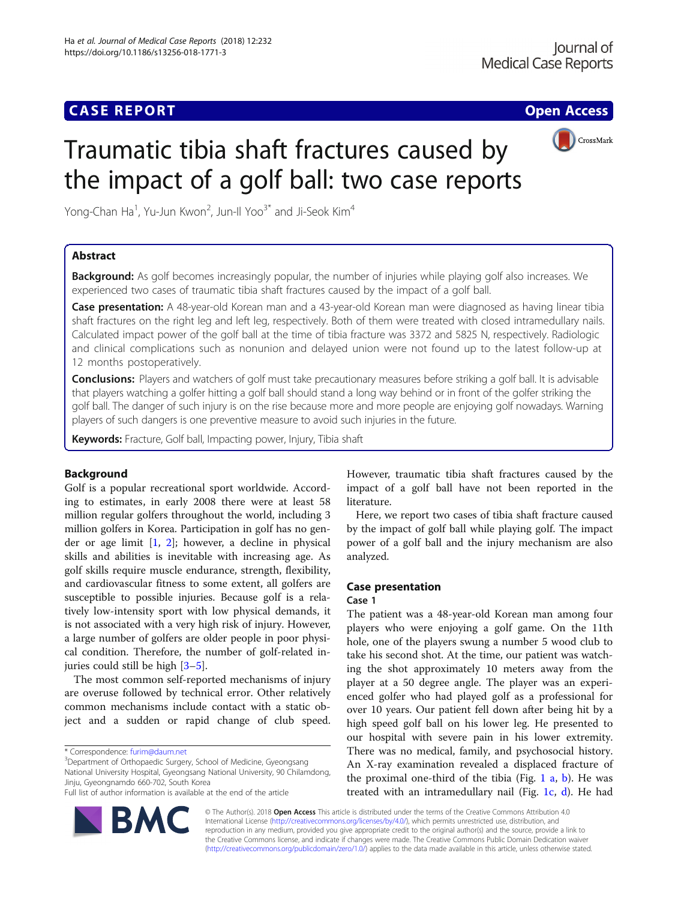CASE REPORT

Open Access

# Traumatic tibia shaft fractures caused by the impact of a golf ball: two case reports

Yong-Chan Ha[1], Yu-Jun Kwon[2], Jun-Il Yoo[3*] and Ji-Seok Kim[4]

## Abstract

**Background:** As golf becomes increasingly popular, the number of injuries while playing golf also increases. We experienced two cases of traumatic tibia shaft fractures caused by the impact of a golf ball.

**Case presentation:** A 48-year-old Korean man and a 43-year-old Korean man were diagnosed as having linear tibia shaft fractures on the right leg and left leg, respectively. Both of them were treated with closed intramedullary nails. Calculated impact power of the golf ball at the time of tibia fracture was 3372 and 5825 N, respectively. Radiologic and clinical complications such as nonunion and delayed union were not found up to the latest follow-up at 12 months postoperatively.

**Conclusions:** Players and watchers of golf must take precautionary measures before striking a golf ball. It is advisable that players watching a golfer hitting a golf ball should stand a long way behind or in front of the golfer striking the golf ball. The danger of such injury is on the rise because more and more people are enjoying golf nowadays. Warning players of such dangers is one preventive measure to avoid such injuries in the future.

**Keywords:** Fracture, Golf ball, Impacting power, Injury, Tibia shaft

## Background

Golf is a popular recreational sport worldwide. According to estimates, in early 2008 there were at least 58 million regular golfers throughout the world, including 3 million golfers in Korea. Participation in golf has no gender or age limit [1, 2]; however, a decline in physical skills and abilities is inevitable with increasing age. As golf skills require muscle endurance, strength, flexibility, and cardiovascular fitness to some extent, all golfers are susceptible to possible injuries. Because golf is a relatively low-intensity sport with low physical demands, it is not associated with a very high risk of injury. However, a large number of golfers are older people in poor physical condition. Therefore, the number of golf-related injuries could still be high [3–5].

The most common self-reported mechanisms of injury are overuse followed by technical error. Other relatively common mechanisms include contact with a static object and a sudden or rapid change of club speed. However, traumatic tibia shaft fractures caused by the impact of a golf ball have not been reported in the literature.

Here, we report two cases of tibia shaft fracture caused by the impact of golf ball while playing golf. The impact power of a golf ball and the injury mechanism are also analyzed.

## Case presentation

### Case 1

The patient was a 48-year-old Korean man among four players who were enjoying a golf game. On the 11th hole, one of the players swung a number 5 wood club to take his second shot. At the time, our patient was watching the shot approximately 10 meters away from the player at a 50 degree angle. The player was an experienced golfer who had played golf as a professional for over 10 years. Our patient fell down after being hit by a high speed golf ball on his lower leg. He presented to our hospital with severe pain in his lower extremity. There was no medical, family, and psychosocial history. An X-ray examination revealed a displaced fracture of the proximal one-third of the tibia (Fig. 1 a, b). He was treated with an intramedullary nail (Fig. 1c, d). He had

* Correspondence: furim@daum.net

[3]Department of Orthopaedic Surgery, School of Medicine, Gyeongsang National University Hospital, Gyeongsang National University, 90 Chilamdong, Jinju, Gyeongnamdo 660-702, South Korea

Full list of author information is available at the end of the article

© The Author(s). 2018 **Open Access** This article is distributed under the terms of the Creative Commons Attribution 4.0 International License (http://creativecommons.org/licenses/by/4.0/), which permits unrestricted use, distribution, and reproduction in any medium, provided you give appropriate credit to the original author(s) and the source, provide a link to the Creative Commons license, and indicate if changes were made. The Creative Commons Public Domain Dedication waiver (http://creativecommons.org/publicdomain/zero/1.0/) applies to the data made available in this article, unless otherwise stated.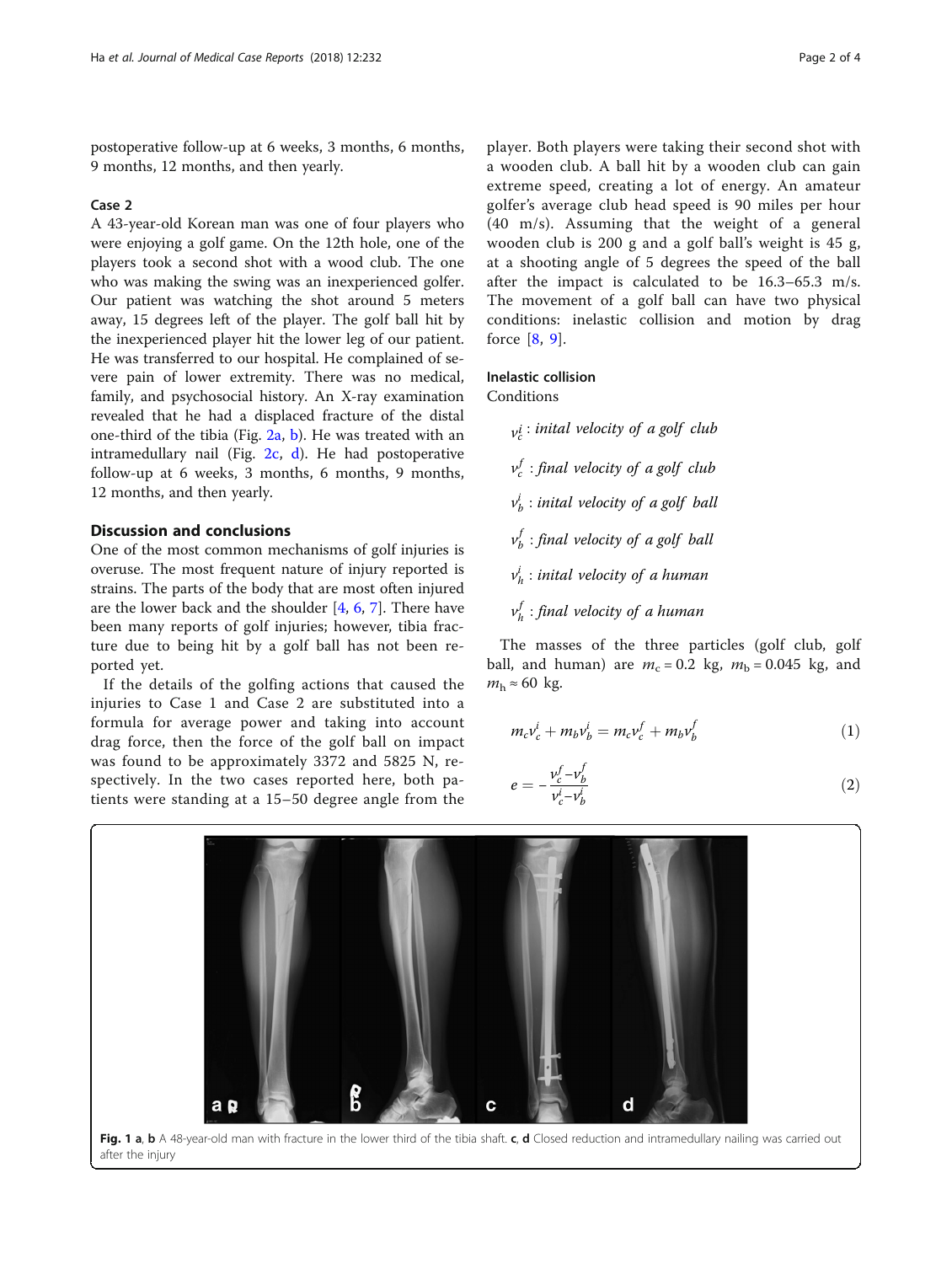postoperative follow-up at 6 weeks, 3 months, 6 months, 9 months, 12 months, and then yearly.

### Case 2

A 43-year-old Korean man was one of four players who were enjoying a golf game. On the 12th hole, one of the players took a second shot with a wood club. The one who was making the swing was an inexperienced golfer. Our patient was watching the shot around 5 meters away, 15 degrees left of the player. The golf ball hit by the inexperienced player hit the lower leg of our patient. He was transferred to our hospital. He complained of severe pain of lower extremity. There was no medical, family, and psychosocial history. An X-ray examination revealed that he had a displaced fracture of the distal one-third of the tibia (Fig. 2a, b). He was treated with an intramedullary nail (Fig. 2c, d). He had postoperative follow-up at 6 weeks, 3 months, 6 months, 9 months, 12 months, and then yearly.

## Discussion and conclusions

One of the most common mechanisms of golf injuries is overuse. The most frequent nature of injury reported is strains. The parts of the body that are most often injured are the lower back and the shoulder [4, 6, 7]. There have been many reports of golf injuries; however, tibia fracture due to being hit by a golf ball has not been reported yet.

If the details of the golfing actions that caused the injuries to Case 1 and Case 2 are substituted into a formula for average power and taking into account drag force, then the force of the golf ball on impact was found to be approximately 3372 and 5825 N, respectively. In the two cases reported here, both patients were standing at a 15–50 degree angle from the player. Both players were taking their second shot with a wooden club. A ball hit by a wooden club can gain extreme speed, creating a lot of energy. An amateur golfer's average club head speed is 90 miles per hour (40 m/s). Assuming that the weight of a general wooden club is 200 g and a golf ball's weight is 45 g, at a shooting angle of 5 degrees the speed of the ball after the impact is calculated to be 16.3–65.3 m/s. The movement of a golf ball can have two physical conditions: inelastic collision and motion by drag force [8, 9].

### Inelastic collision

Conditions

$v_c^i$ : *inital velocity of a golf club*

$v_c^f$ : *final velocity of a golf club*

$v_b^i$ : *inital velocity of a golf ball*

$v_b^f$ : *final velocity of a golf ball*

$v_h^i$ : *inital velocity of a human*

$v_h^f$ : *final velocity of a human*

The masses of the three particles (golf club, golf ball, and human) are $m_c = 0.2$ kg, $m_b = 0.045$ kg, and $m_h \approx 60$ kg.

$$m_c v_c^i + m_b v_b^i = m_c v_c^f + m_b v_b^f \tag{1}$$

$$e = -\frac{v_c^f - v_b^f}{v_c^i - v_b^i} \tag{2}$$

**Fig. 1** **a**, **b** A 48-year-old man with fracture in the lower third of the tibia shaft. **c**, **d** Closed reduction and intramedullary nailing was carried out after the injury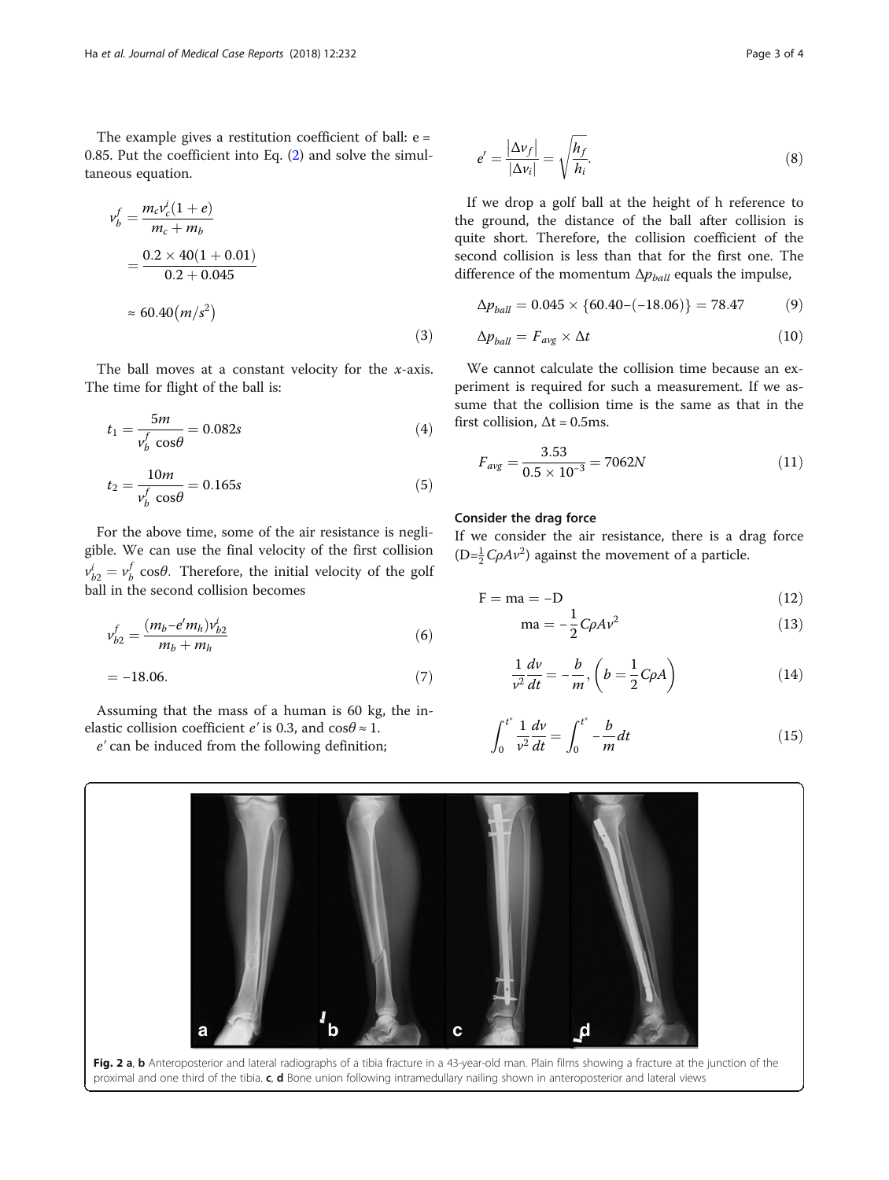The example gives a restitution coefficient of ball: e = 0.85. Put the coefficient into Eq. (2) and solve the simultaneous equation.

$$
\begin{aligned}
v_b^f &= \frac{m_c v_c^i (1+e)}{m_c + m_b} \\
&= \frac{0.2 \times 40(1+0.01)}{0.2+0.045} \\
&\approx 60.40\left(m/s^2\right)
\end{aligned}
\tag{3}
$$

The ball moves at a constant velocity for the *x*-axis. The time for flight of the ball is:

$$
t_1 = \frac{5m}{v_b^f \cos\theta} = 0.082s \tag{4}
$$

$$
t_2 = \frac{10m}{v_b^f \cos\theta} = 0.165s \tag{5}
$$

For the above time, some of the air resistance is negligible. We can use the final velocity of the first collision $v_{b2}^i = v_b^f \cos\theta$. Therefore, the initial velocity of the golf ball in the second collision becomes

$$
v_{b2}^f = \frac{(m_b - e' m_h) v_{b2}^i}{m_b + m_h} \tag{6}
$$

$$
= -18.06. \tag{7}
$$

Assuming that the mass of a human is 60 kg, the inelastic collision coefficient $e'$ is 0.3, and $\cos\theta \approx 1$.

$e'$ can be induced from the following definition;

$$
e' = \frac{|\Delta v_f|}{|\Delta v_i|} = \sqrt{\frac{h_f}{h_i}}. \tag{8}
$$

If we drop a golf ball at the height of h reference to the ground, the distance of the ball after collision is quite short. Therefore, the collision coefficient of the second collision is less than that for the first one. The difference of the momentum $\Delta p_{ball}$ equals the impulse,

$$
\Delta p_{ball} = 0.045 \times \{60.40 - (-18.06)\} = 78.47 \tag{9}
$$

$$
\Delta p_{ball} = F_{avg} \times \Delta t \tag{10}
$$

We cannot calculate the collision time because an experiment is required for such a measurement. If we assume that the collision time is the same as that in the first collision, $\Delta t = 0.5$ms.

$$
F_{avg} = \frac{3.53}{0.5 \times 10^{-3}} = 7062N \tag{11}
$$

### Consider the drag force

If we consider the air resistance, there is a drag force ($D = \frac{1}{2} C\rho A v^2$) against the movement of a particle.

$$
F = ma = -D \tag{12}
$$

$$
ma = -\frac{1}{2} C\rho A v^2 \tag{13}
$$

$$
\frac{1}{v^2}\frac{dv}{dt} = -\frac{b}{m}, \left(b = \frac{1}{2} C\rho A\right) \tag{14}
$$

$$
\int_0^{t^*} \frac{1}{v^2}\frac{dv}{dt} = \int_0^{t^*} -\frac{b}{m} dt \tag{15}
$$

**Fig. 2** **a**, **b** Anteroposterior and lateral radiographs of a tibia fracture in a 43-year-old man. Plain films showing a fracture at the junction of the proximal and one third of the tibia. **c**, **d** Bone union following intramedullary nailing shown in anteroposterior and lateral views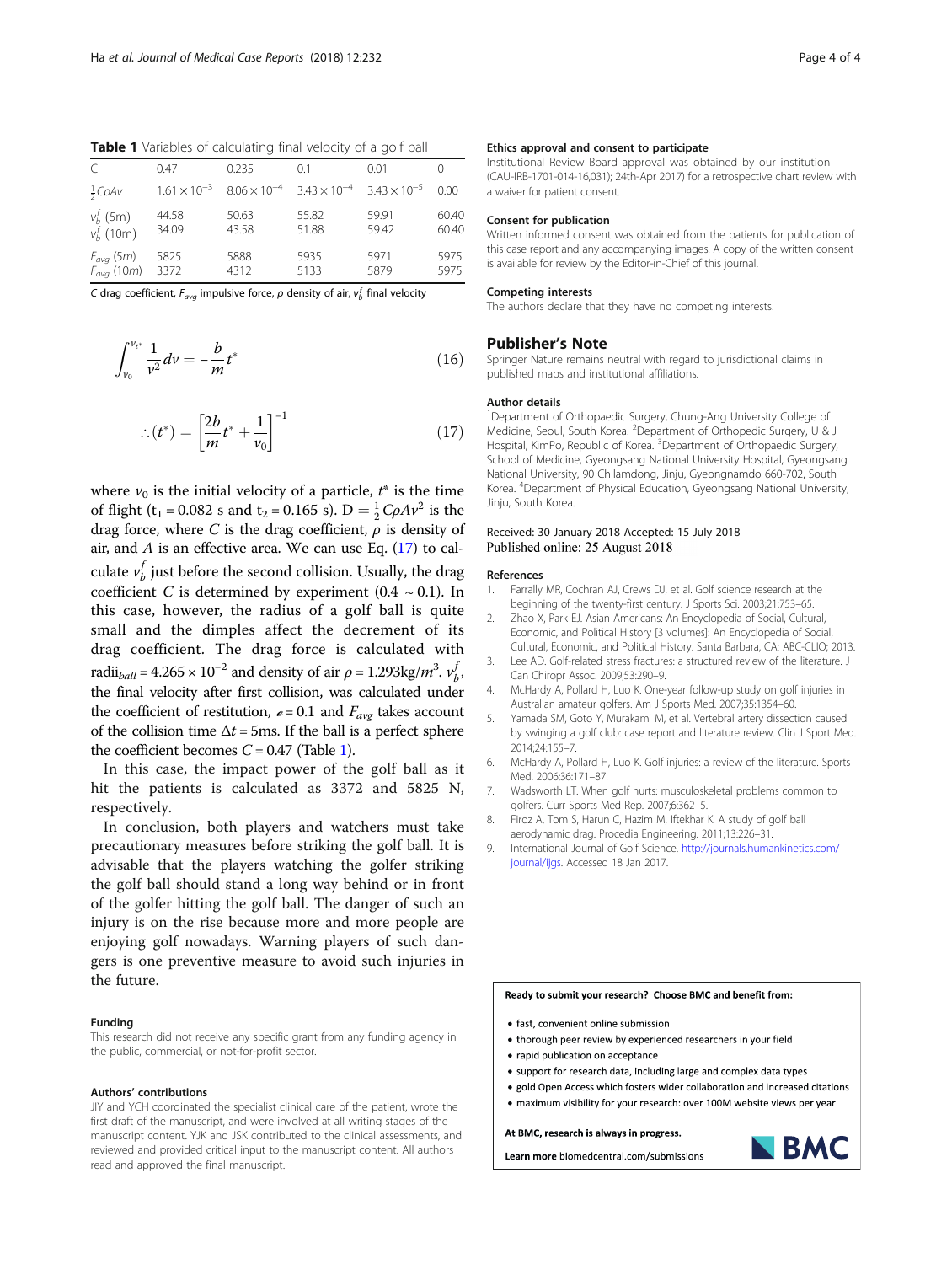**Table 1** Variables of calculating final velocity of a golf ball

| | | | | | |
|---|---|---|---|---|---|
| C | 0.47 | 0.235 | 0.1 | 0.01 | 0 |
| $\frac{1}{2}C\rho Av$ | $1.61 \times 10^{-3}$ | $8.06 \times 10^{-4}$ | $3.43 \times 10^{-4}$ | $3.43 \times 10^{-5}$ | 0.00 |
| $v_b^f$ (5m) | 44.58 | 50.63 | 55.82 | 59.91 | 60.40 |
| $v_b^f$ (10m) | 34.09 | 43.58 | 51.88 | 59.42 | 60.40 |
| $F_{avg}$ (5m) | 5825 | 5888 | 5935 | 5971 | 5975 |
| $F_{avg}$ (10m) | 3372 | 4312 | 5133 | 5879 | 5975 |

*C* drag coefficient, $F_{avg}$ impulsive force, $\rho$ density of air, $v_b^f$ final velocity

$$\int_{v_0}^{v_{t^*}} \frac{1}{v^2} dv = -\frac{b}{m} t^* \tag{16}$$

$$\therefore (t^*) = \left[\frac{2b}{m} t^* + \frac{1}{v_0}\right]^{-1} \tag{17}$$

where $v_0$ is the initial velocity of a particle, $t^*$ is the time of flight ($t_1 = 0.082$ s and $t_2 = 0.165$ s). $D = \frac{1}{2}C\rho Av^2$ is the drag force, where $C$ is the drag coefficient, $\rho$ is density of air, and $A$ is an effective area. We can use Eq. (17) to calculate $v_b^f$ just before the second collision. Usually, the drag coefficient $C$ is determined by experiment (0.4 ~ 0.1). In this case, however, the radius of a golf ball is quite small and the dimples affect the decrement of its drag coefficient. The drag force is calculated with $\text{radii}_{ball} = 4.265 \times 10^{-2}$ and density of air $\rho = 1.293\text{kg}/m^3$. $v_b^f$, the final velocity after first collision, was calculated under the coefficient of restitution, $e = 0.1$ and $F_{avg}$ takes account of the collision time $\Delta t = 5$ms. If the ball is a perfect sphere the coefficient becomes $C = 0.47$ (Table 1).

In this case, the impact power of the golf ball as it hit the patients is calculated as 3372 and 5825 N, respectively.

In conclusion, both players and watchers must take precautionary measures before striking the golf ball. It is advisable that the players watching the golfer striking the golf ball should stand a long way behind or in front of the golfer hitting the golf ball. The danger of such an injury is on the rise because more and more people are enjoying golf nowadays. Warning players of such dangers is one preventive measure to avoid such injuries in the future.

### Funding

This research did not receive any specific grant from any funding agency in the public, commercial, or not-for-profit sector.

### Authors' contributions

JIY and YCH coordinated the specialist clinical care of the patient, wrote the first draft of the manuscript, and were involved at all writing stages of the manuscript content. YJK and JSK contributed to the clinical assessments, and reviewed and provided critical input to the manuscript content. All authors read and approved the final manuscript.

### Ethics approval and consent to participate

Institutional Review Board approval was obtained by our institution (CAU-IRB-1701-014-16,031); 24th-Apr 2017) for a retrospective chart review with a waiver for patient consent.

### Consent for publication

Written informed consent was obtained from the patients for publication of this case report and any accompanying images. A copy of the written consent is available for review by the Editor-in-Chief of this journal.

### Competing interests

The authors declare that they have no competing interests.

## Publisher's Note

Springer Nature remains neutral with regard to jurisdictional claims in published maps and institutional affiliations.

### Author details

[1]Department of Orthopaedic Surgery, Chung-Ang University College of Medicine, Seoul, South Korea. [2]Department of Orthopedic Surgery, U & J Hospital, KimPo, Republic of Korea. [3]Department of Orthopaedic Surgery, School of Medicine, Gyeongsang National University Hospital, Gyeongsang National University, 90 Chilamdong, Jinju, Gyeongnamdo 660-702, South Korea. [4]Department of Physical Education, Gyeongsang National University, Jinju, South Korea.

Received: 30 January 2018 Accepted: 15 July 2018
Published online: 25 August 2018

### References

1. Farrally MR, Cochran AJ, Crews DJ, et al. Golf science research at the beginning of the twenty-first century. J Sports Sci. 2003;21:753–65.
2. Zhao X, Park EJ. Asian Americans: An Encyclopedia of Social, Cultural, Economic, and Political History [3 volumes]: An Encyclopedia of Social, Cultural, Economic, and Political History. Santa Barbara, CA: ABC-CLIO; 2013.
3. Lee AD. Golf-related stress fractures: a structured review of the literature. J Can Chiropr Assoc. 2009;53:290–9.
4. McHardy A, Pollard H, Luo K. One-year follow-up study on golf injuries in Australian amateur golfers. Am J Sports Med. 2007;35:1354–60.
5. Yamada SM, Goto Y, Murakami M, et al. Vertebral artery dissection caused by swinging a golf club: case report and literature review. Clin J Sport Med. 2014;24:155–7.
6. McHardy A, Pollard H, Luo K. Golf injuries: a review of the literature. Sports Med. 2006;36:171–87.
7. Wadsworth LT. When golf hurts: musculoskeletal problems common to golfers. Curr Sports Med Rep. 2007;6:362–5.
8. Firoz A, Tom S, Harun C, Hazim M, Iftekhar K. A study of golf ball aerodynamic drag. Procedia Engineering. 2011;13:226–31.
9. International Journal of Golf Science. http://journals.humankinetics.com/journal/ijgs. Accessed 18 Jan 2017.

Ready to submit your research? Choose BMC and benefit from:

- fast, convenient online submission
- thorough peer review by experienced researchers in your field
- rapid publication on acceptance
- support for research data, including large and complex data types
- gold Open Access which fosters wider collaboration and increased citations
- maximum visibility for your research: over 100M website views per year

At BMC, research is always in progress.

Learn more biomedcentral.com/submissions